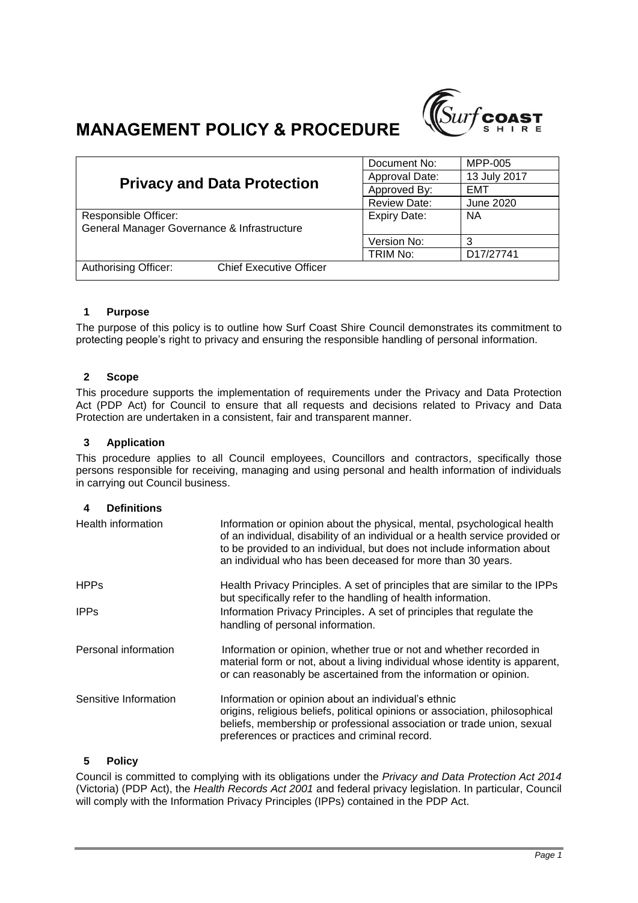# MANAGEMENT POLICY & PROCEDURE

| **Privacy and Data Protection** | | Document No: | MPP-005 |
|---|---|---|---|
| | | Approval Date: | 13 July 2017 |
| | | Approved By: | EMT |
| | | Review Date: | June 2020 |
| Responsible Officer: General Manager Governance & Infrastructure | | Expiry Date: | NA |
| | | Version No: | 3 |
| | | TRIM No: | D17/27741 |
| Authorising Officer: | Chief Executive Officer | | |

## 1 Purpose

The purpose of this policy is to outline how Surf Coast Shire Council demonstrates its commitment to protecting people's right to privacy and ensuring the responsible handling of personal information.

## 2 Scope

This procedure supports the implementation of requirements under the Privacy and Data Protection Act (PDP Act) for Council to ensure that all requests and decisions related to Privacy and Data Protection are undertaken in a consistent, fair and transparent manner.

## 3 Application

This procedure applies to all Council employees, Councillors and contractors, specifically those persons responsible for receiving, managing and using personal and health information of individuals in carrying out Council business.

## 4 Definitions

| | |
|---|---|
| Health information | Information or opinion about the physical, mental, psychological health of an individual, disability of an individual or a health service provided or to be provided to an individual, but does not include information about an individual who has been deceased for more than 30 years. |
| HPPs | Health Privacy Principles. A set of principles that are similar to the IPPs but specifically refer to the handling of health information. |
| IPPs | Information Privacy Principles. A set of principles that regulate the handling of personal information. |
| Personal information | Information or opinion, whether true or not and whether recorded in material form or not, about a living individual whose identity is apparent, or can reasonably be ascertained from the information or opinion. |
| Sensitive Information | Information or opinion about an individual's ethnic origins, religious beliefs, political opinions or association, philosophical beliefs, membership or professional association or trade union, sexual preferences or practices and criminal record. |

## 5 Policy

Council is committed to complying with its obligations under the *Privacy and Data Protection Act 2014* (Victoria) (PDP Act), the *Health Records Act 2001* and federal privacy legislation. In particular, Council will comply with the Information Privacy Principles (IPPs) contained in the PDP Act.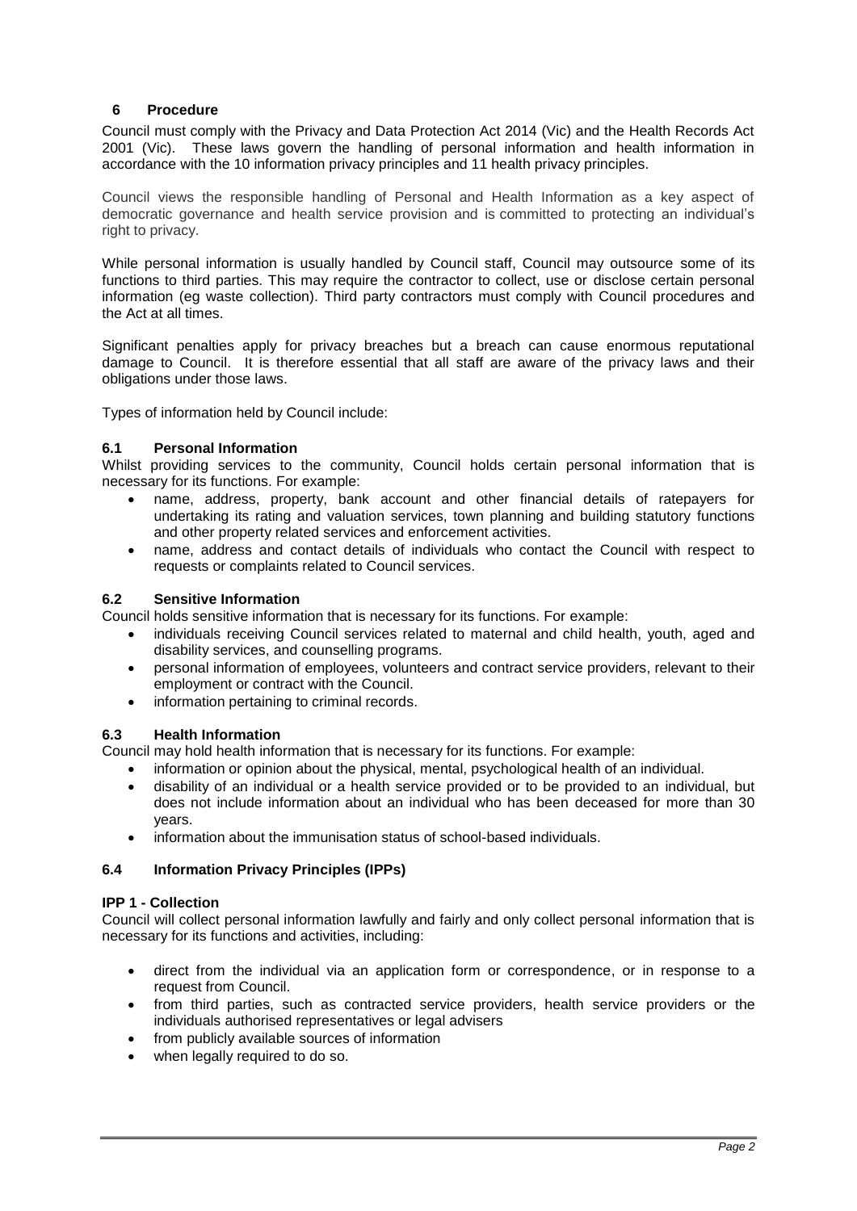## 6 Procedure

Council must comply with the Privacy and Data Protection Act 2014 (Vic) and the Health Records Act 2001 (Vic). These laws govern the handling of personal information and health information in accordance with the 10 information privacy principles and 11 health privacy principles.

Council views the responsible handling of Personal and Health Information as a key aspect of democratic governance and health service provision and is committed to protecting an individual's right to privacy.

While personal information is usually handled by Council staff, Council may outsource some of its functions to third parties. This may require the contractor to collect, use or disclose certain personal information (eg waste collection). Third party contractors must comply with Council procedures and the Act at all times.

Significant penalties apply for privacy breaches but a breach can cause enormous reputational damage to Council. It is therefore essential that all staff are aware of the privacy laws and their obligations under those laws.

Types of information held by Council include:

### 6.1 Personal Information

Whilst providing services to the community, Council holds certain personal information that is necessary for its functions. For example:

- name, address, property, bank account and other financial details of ratepayers for undertaking its rating and valuation services, town planning and building statutory functions and other property related services and enforcement activities.
- name, address and contact details of individuals who contact the Council with respect to requests or complaints related to Council services.

### 6.2 Sensitive Information

Council holds sensitive information that is necessary for its functions. For example:

- individuals receiving Council services related to maternal and child health, youth, aged and disability services, and counselling programs.
- personal information of employees, volunteers and contract service providers, relevant to their employment or contract with the Council.
- information pertaining to criminal records.

### 6.3 Health Information

Council may hold health information that is necessary for its functions. For example:

- information or opinion about the physical, mental, psychological health of an individual.
- disability of an individual or a health service provided or to be provided to an individual, but does not include information about an individual who has been deceased for more than 30 years.
- information about the immunisation status of school-based individuals.

### 6.4 Information Privacy Principles (IPPs)

**IPP 1 - Collection**

Council will collect personal information lawfully and fairly and only collect personal information that is necessary for its functions and activities, including:

- direct from the individual via an application form or correspondence, or in response to a request from Council.
- from third parties, such as contracted service providers, health service providers or the individuals authorised representatives or legal advisers
- from publicly available sources of information
- when legally required to do so.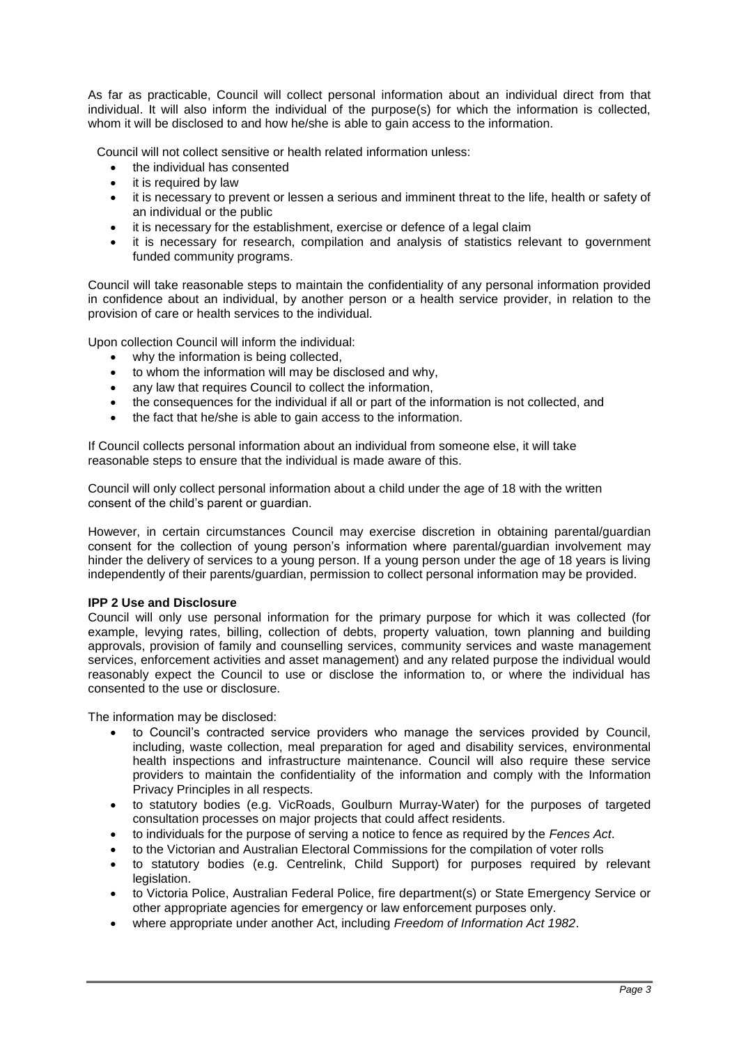As far as practicable, Council will collect personal information about an individual direct from that individual. It will also inform the individual of the purpose(s) for which the information is collected, whom it will be disclosed to and how he/she is able to gain access to the information.

Council will not collect sensitive or health related information unless:

- the individual has consented
- it is required by law
- it is necessary to prevent or lessen a serious and imminent threat to the life, health or safety of an individual or the public
- it is necessary for the establishment, exercise or defence of a legal claim
- it is necessary for research, compilation and analysis of statistics relevant to government funded community programs.

Council will take reasonable steps to maintain the confidentiality of any personal information provided in confidence about an individual, by another person or a health service provider, in relation to the provision of care or health services to the individual.

Upon collection Council will inform the individual:

- why the information is being collected,
- to whom the information will may be disclosed and why,
- any law that requires Council to collect the information,
- the consequences for the individual if all or part of the information is not collected, and
- the fact that he/she is able to gain access to the information.

If Council collects personal information about an individual from someone else, it will take reasonable steps to ensure that the individual is made aware of this.

Council will only collect personal information about a child under the age of 18 with the written consent of the child's parent or guardian.

However, in certain circumstances Council may exercise discretion in obtaining parental/guardian consent for the collection of young person's information where parental/guardian involvement may hinder the delivery of services to a young person. If a young person under the age of 18 years is living independently of their parents/guardian, permission to collect personal information may be provided.

**IPP 2 Use and Disclosure**

Council will only use personal information for the primary purpose for which it was collected (for example, levying rates, billing, collection of debts, property valuation, town planning and building approvals, provision of family and counselling services, community services and waste management services, enforcement activities and asset management) and any related purpose the individual would reasonably expect the Council to use or disclose the information to, or where the individual has consented to the use or disclosure.

The information may be disclosed:

- to Council's contracted service providers who manage the services provided by Council, including, waste collection, meal preparation for aged and disability services, environmental health inspections and infrastructure maintenance. Council will also require these service providers to maintain the confidentiality of the information and comply with the Information Privacy Principles in all respects.
- to statutory bodies (e.g. VicRoads, Goulburn Murray-Water) for the purposes of targeted consultation processes on major projects that could affect residents.
- to individuals for the purpose of serving a notice to fence as required by the *Fences Act*.
- to the Victorian and Australian Electoral Commissions for the compilation of voter rolls
- to statutory bodies (e.g. Centrelink, Child Support) for purposes required by relevant legislation.
- to Victoria Police, Australian Federal Police, fire department(s) or State Emergency Service or other appropriate agencies for emergency or law enforcement purposes only.
- where appropriate under another Act, including *Freedom of Information Act 1982*.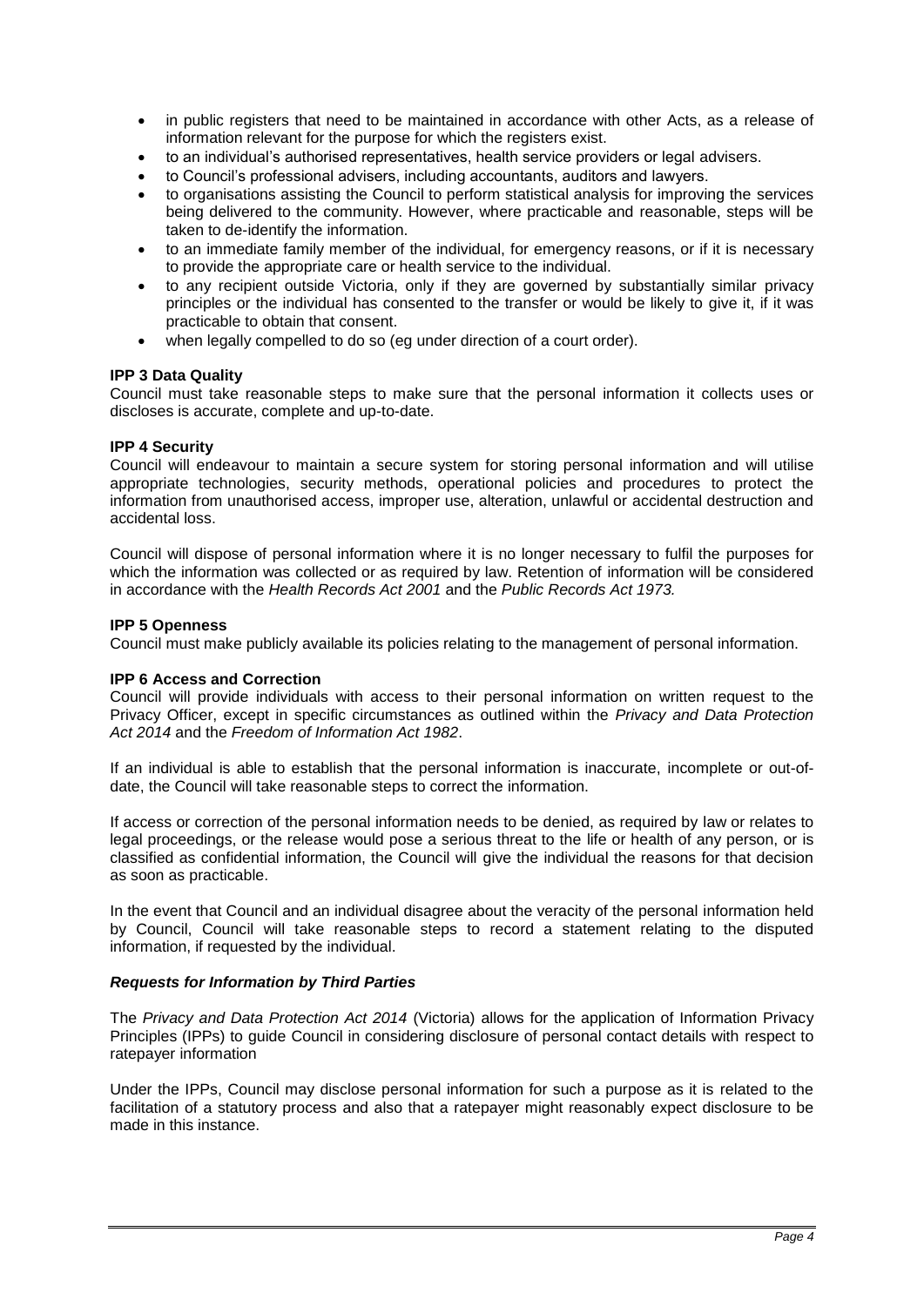- in public registers that need to be maintained in accordance with other Acts, as a release of information relevant for the purpose for which the registers exist.
- to an individual's authorised representatives, health service providers or legal advisers.
- to Council's professional advisers, including accountants, auditors and lawyers.
- to organisations assisting the Council to perform statistical analysis for improving the services being delivered to the community. However, where practicable and reasonable, steps will be taken to de-identify the information.
- to an immediate family member of the individual, for emergency reasons, or if it is necessary to provide the appropriate care or health service to the individual.
- to any recipient outside Victoria, only if they are governed by substantially similar privacy principles or the individual has consented to the transfer or would be likely to give it, if it was practicable to obtain that consent.
- when legally compelled to do so (eg under direction of a court order).

**IPP 3 Data Quality**
Council must take reasonable steps to make sure that the personal information it collects uses or discloses is accurate, complete and up-to-date.

**IPP 4 Security**
Council will endeavour to maintain a secure system for storing personal information and will utilise appropriate technologies, security methods, operational policies and procedures to protect the information from unauthorised access, improper use, alteration, unlawful or accidental destruction and accidental loss.

Council will dispose of personal information where it is no longer necessary to fulfil the purposes for which the information was collected or as required by law. Retention of information will be considered in accordance with the *Health Records Act 2001* and the *Public Records Act 1973.*

**IPP 5 Openness**
Council must make publicly available its policies relating to the management of personal information.

**IPP 6 Access and Correction**
Council will provide individuals with access to their personal information on written request to the Privacy Officer, except in specific circumstances as outlined within the *Privacy and Data Protection Act 2014* and the *Freedom of Information Act 1982*.

If an individual is able to establish that the personal information is inaccurate, incomplete or out-of-date, the Council will take reasonable steps to correct the information.

If access or correction of the personal information needs to be denied, as required by law or relates to legal proceedings, or the release would pose a serious threat to the life or health of any person, or is classified as confidential information, the Council will give the individual the reasons for that decision as soon as practicable.

In the event that Council and an individual disagree about the veracity of the personal information held by Council, Council will take reasonable steps to record a statement relating to the disputed information, if requested by the individual.

***Requests for Information by Third Parties***

The *Privacy and Data Protection Act 2014* (Victoria) allows for the application of Information Privacy Principles (IPPs) to guide Council in considering disclosure of personal contact details with respect to ratepayer information

Under the IPPs, Council may disclose personal information for such a purpose as it is related to the facilitation of a statutory process and also that a ratepayer might reasonably expect disclosure to be made in this instance.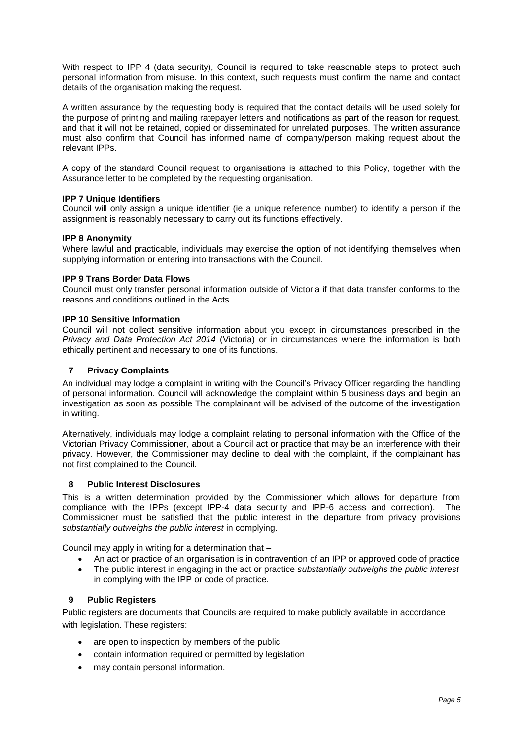With respect to IPP 4 (data security), Council is required to take reasonable steps to protect such personal information from misuse. In this context, such requests must confirm the name and contact details of the organisation making the request.

A written assurance by the requesting body is required that the contact details will be used solely for the purpose of printing and mailing ratepayer letters and notifications as part of the reason for request, and that it will not be retained, copied or disseminated for unrelated purposes. The written assurance must also confirm that Council has informed name of company/person making request about the relevant IPPs.

A copy of the standard Council request to organisations is attached to this Policy, together with the Assurance letter to be completed by the requesting organisation.

**IPP 7 Unique Identifiers**
Council will only assign a unique identifier (ie a unique reference number) to identify a person if the assignment is reasonably necessary to carry out its functions effectively.

**IPP 8 Anonymity**
Where lawful and practicable, individuals may exercise the option of not identifying themselves when supplying information or entering into transactions with the Council.

**IPP 9 Trans Border Data Flows**
Council must only transfer personal information outside of Victoria if that data transfer conforms to the reasons and conditions outlined in the Acts.

**IPP 10 Sensitive Information**
Council will not collect sensitive information about you except in circumstances prescribed in the *Privacy and Data Protection Act 2014* (Victoria) or in circumstances where the information is both ethically pertinent and necessary to one of its functions.

## 7 Privacy Complaints

An individual may lodge a complaint in writing with the Council's Privacy Officer regarding the handling of personal information. Council will acknowledge the complaint within 5 business days and begin an investigation as soon as possible The complainant will be advised of the outcome of the investigation in writing.

Alternatively, individuals may lodge a complaint relating to personal information with the Office of the Victorian Privacy Commissioner, about a Council act or practice that may be an interference with their privacy. However, the Commissioner may decline to deal with the complaint, if the complainant has not first complained to the Council.

## 8 Public Interest Disclosures

This is a written determination provided by the Commissioner which allows for departure from compliance with the IPPs (except IPP-4 data security and IPP-6 access and correction). The Commissioner must be satisfied that the public interest in the departure from privacy provisions *substantially outweighs the public interest* in complying.

Council may apply in writing for a determination that –

- An act or practice of an organisation is in contravention of an IPP or approved code of practice
- The public interest in engaging in the act or practice *substantially outweighs the public interest* in complying with the IPP or code of practice.

## 9 Public Registers

Public registers are documents that Councils are required to make publicly available in accordance with legislation. These registers:

- are open to inspection by members of the public
- contain information required or permitted by legislation
- may contain personal information.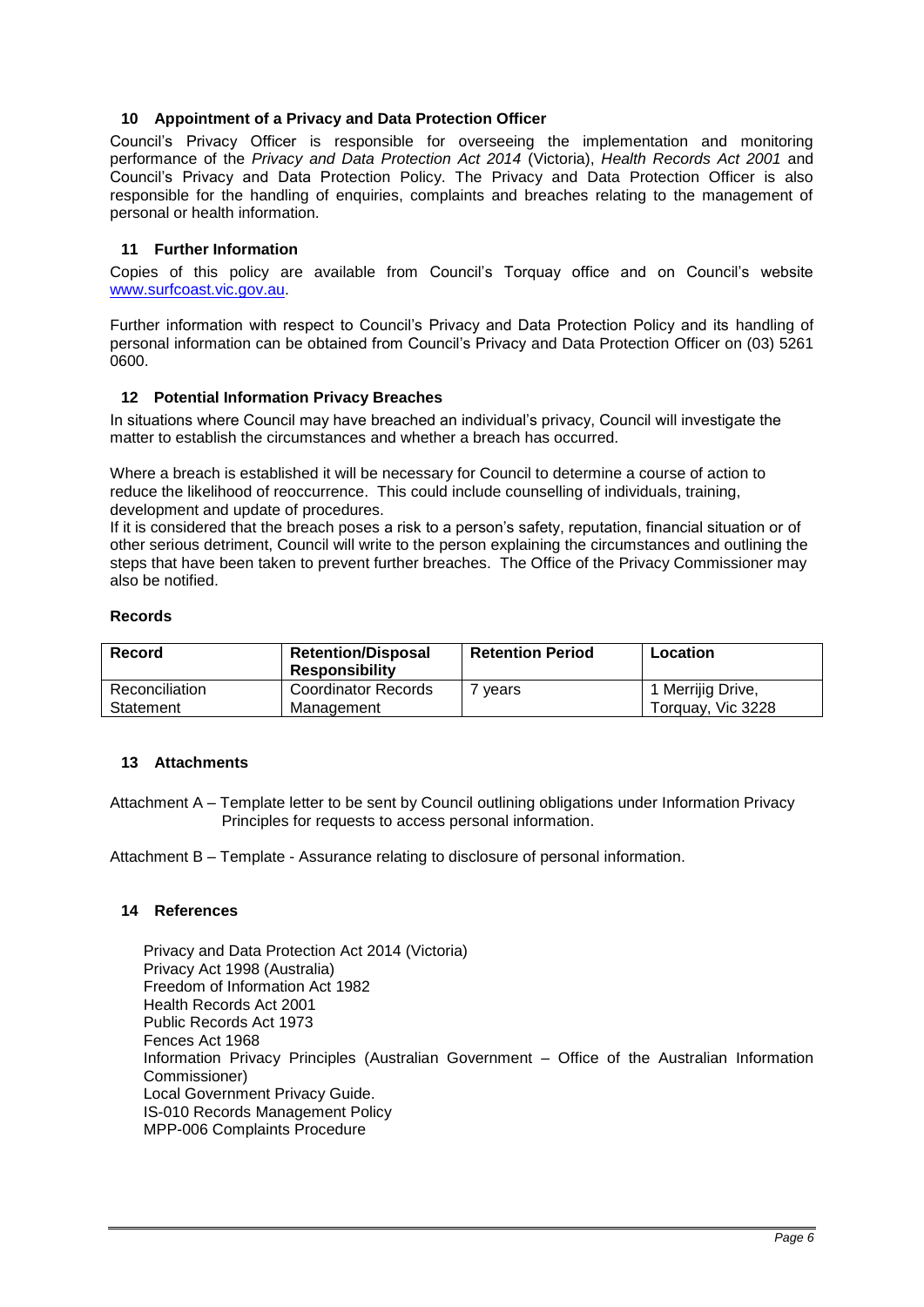## 10 Appointment of a Privacy and Data Protection Officer

Council's Privacy Officer is responsible for overseeing the implementation and monitoring performance of the *Privacy and Data Protection Act 2014* (Victoria), *Health Records Act 2001* and Council's Privacy and Data Protection Policy. The Privacy and Data Protection Officer is also responsible for the handling of enquiries, complaints and breaches relating to the management of personal or health information.

## 11 Further Information

Copies of this policy are available from Council's Torquay office and on Council's website [www.surfcoast.vic.gov.au](http://www.surfcoast.vic.gov.au).

Further information with respect to Council's Privacy and Data Protection Policy and its handling of personal information can be obtained from Council's Privacy and Data Protection Officer on (03) 5261 0600.

## 12 Potential Information Privacy Breaches

In situations where Council may have breached an individual's privacy, Council will investigate the matter to establish the circumstances and whether a breach has occurred.

Where a breach is established it will be necessary for Council to determine a course of action to reduce the likelihood of reoccurrence. This could include counselling of individuals, training, development and update of procedures.

If it is considered that the breach poses a risk to a person's safety, reputation, financial situation or of other serious detriment, Council will write to the person explaining the circumstances and outlining the steps that have been taken to prevent further breaches. The Office of the Privacy Commissioner may also be notified.

**Records**

| Record | Retention/Disposal Responsibility | Retention Period | Location |
|---|---|---|---|
| Reconciliation Statement | Coordinator Records Management | 7 years | 1 Merrijig Drive, Torquay, Vic 3228 |

## 13 Attachments

Attachment A – Template letter to be sent by Council outlining obligations under Information Privacy Principles for requests to access personal information.

Attachment B – Template - Assurance relating to disclosure of personal information.

## 14 References

Privacy and Data Protection Act 2014 (Victoria)
Privacy Act 1998 (Australia)
Freedom of Information Act 1982
Health Records Act 2001
Public Records Act 1973
Fences Act 1968
Information Privacy Principles (Australian Government – Office of the Australian Information Commissioner)
Local Government Privacy Guide.
IS-010 Records Management Policy
MPP-006 Complaints Procedure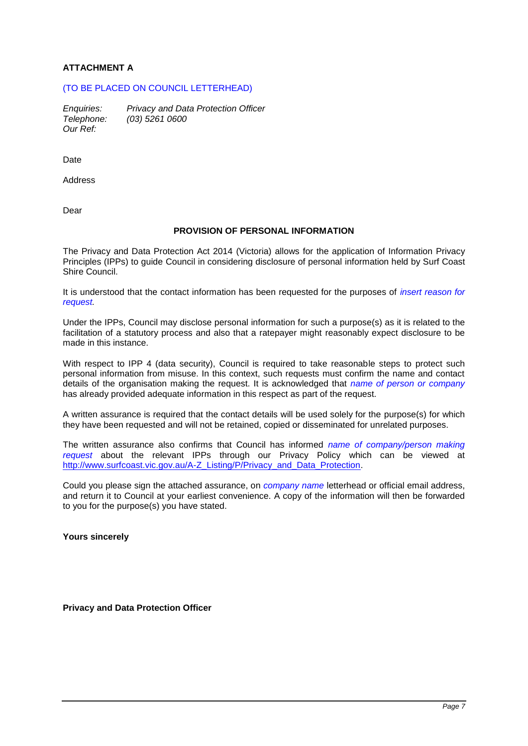**ATTACHMENT A**

(TO BE PLACED ON COUNCIL LETTERHEAD)

*Enquiries:* *Privacy and Data Protection Officer*
*Telephone:* *(03) 5261 0600*
*Our Ref:*

Date

Address

Dear

**PROVISION OF PERSONAL INFORMATION**

The Privacy and Data Protection Act 2014 (Victoria) allows for the application of Information Privacy Principles (IPPs) to guide Council in considering disclosure of personal information held by Surf Coast Shire Council.

It is understood that the contact information has been requested for the purposes of *insert reason for request.*

Under the IPPs, Council may disclose personal information for such a purpose(s) as it is related to the facilitation of a statutory process and also that a ratepayer might reasonably expect disclosure to be made in this instance.

With respect to IPP 4 (data security), Council is required to take reasonable steps to protect such personal information from misuse. In this context, such requests must confirm the name and contact details of the organisation making the request. It is acknowledged that *name of person or company* has already provided adequate information in this respect as part of the request.

A written assurance is required that the contact details will be used solely for the purpose(s) for which they have been requested and will not be retained, copied or disseminated for unrelated purposes.

The written assurance also confirms that Council has informed *name of company/person making request* about the relevant IPPs through our Privacy Policy which can be viewed at http://www.surfcoast.vic.gov.au/A-Z_Listing/P/Privacy_and_Data_Protection.

Could you please sign the attached assurance, on *company name* letterhead or official email address, and return it to Council at your earliest convenience. A copy of the information will then be forwarded to you for the purpose(s) you have stated.

**Yours sincerely**

**Privacy and Data Protection Officer**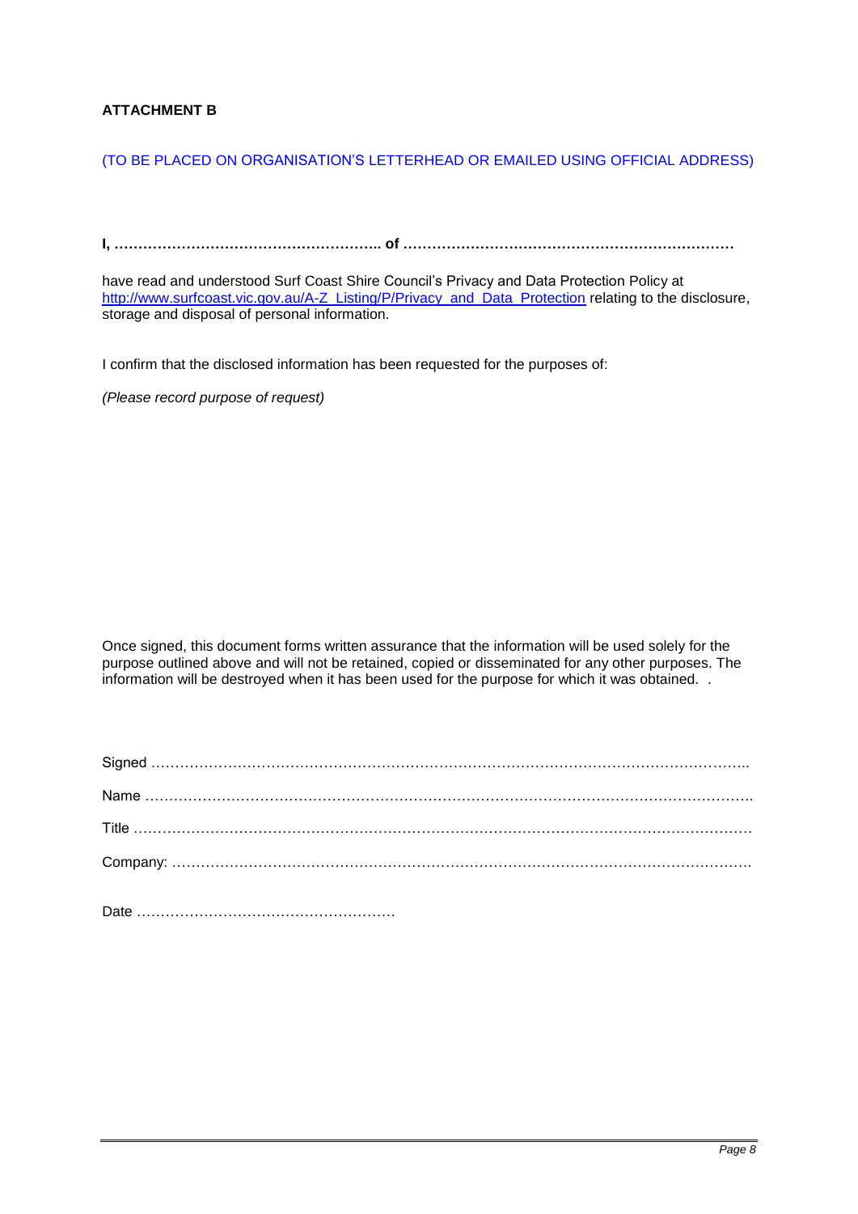**ATTACHMENT B**

(TO BE PLACED ON ORGANISATION'S LETTERHEAD OR EMAILED USING OFFICIAL ADDRESS)

**I, ……………………………………………….. of ……………………………………………………………**

have read and understood Surf Coast Shire Council's Privacy and Data Protection Policy at [http://www.surfcoast.vic.gov.au/A-Z_Listing/P/Privacy_and_Data_Protection](http://www.surfcoast.vic.gov.au/A-Z_Listing/P/Privacy_and_Data_Protection) relating to the disclosure, storage and disposal of personal information.

I confirm that the disclosed information has been requested for the purposes of:

*(Please record purpose of request)*

Once signed, this document forms written assurance that the information will be used solely for the purpose outlined above and will not be retained, copied or disseminated for any other purposes. The information will be destroyed when it has been used for the purpose for which it was obtained. .

Signed ……………………………………………………………………………………………………………..

Name …………………………………………………………………………………………………………….

Title ……………………………………………………………………………………………………………

Company: ……………………………………………………………………………………………………….

Date ………………………………………………